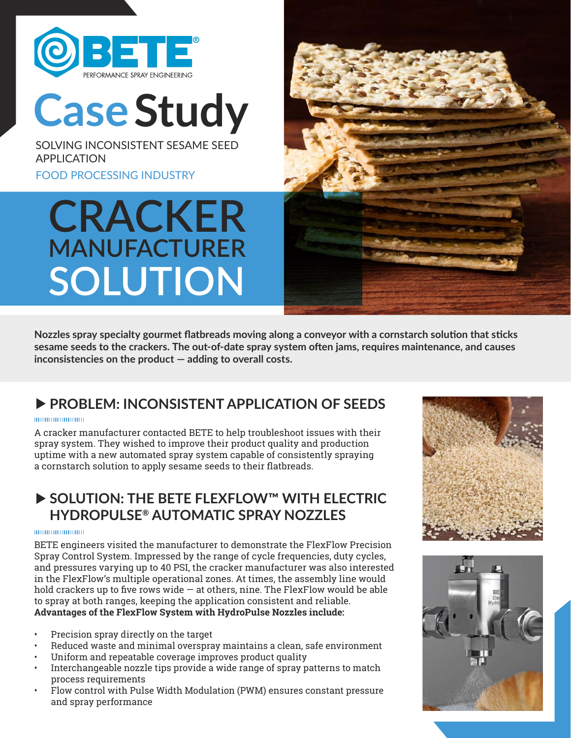BETE® PERFORMANCE SPRAY ENGINEERING

# Case Study

SOLVING INCONSISTENT SESAME SEED APPLICATION

FOOD PROCESSING INDUSTRY

# CRACKER MANUFACTURER SOLUTION

**Nozzles spray specialty gourmet flatbreads moving along a conveyor with a cornstarch solution that sticks sesame seeds to the crackers. The out-of-date spray system often jams, requires maintenance, and causes inconsistencies on the product — adding to overall costs.**

## ▶ PROBLEM: INCONSISTENT APPLICATION OF SEEDS

A cracker manufacturer contacted BETE to help troubleshoot issues with their spray system. They wished to improve their product quality and production uptime with a new automated spray system capable of consistently spraying a cornstarch solution to apply sesame seeds to their flatbreads.

## ▶ SOLUTION: THE BETE FLEXFLOW™ WITH ELECTRIC HYDROPULSE® AUTOMATIC SPRAY NOZZLES

BETE engineers visited the manufacturer to demonstrate the FlexFlow Precision Spray Control System. Impressed by the range of cycle frequencies, duty cycles, and pressures varying up to 40 PSI, the cracker manufacturer was also interested in the FlexFlow's multiple operational zones. At times, the assembly line would hold crackers up to five rows wide — at others, nine. The FlexFlow would be able to spray at both ranges, keeping the application consistent and reliable.
**Advantages of the FlexFlow System with HydroPulse Nozzles include:**

- Precision spray directly on the target
- Reduced waste and minimal overspray maintains a clean, safe environment
- Uniform and repeatable coverage improves product quality
- Interchangeable nozzle tips provide a wide range of spray patterns to match process requirements
- Flow control with Pulse Width Modulation (PWM) ensures constant pressure and spray performance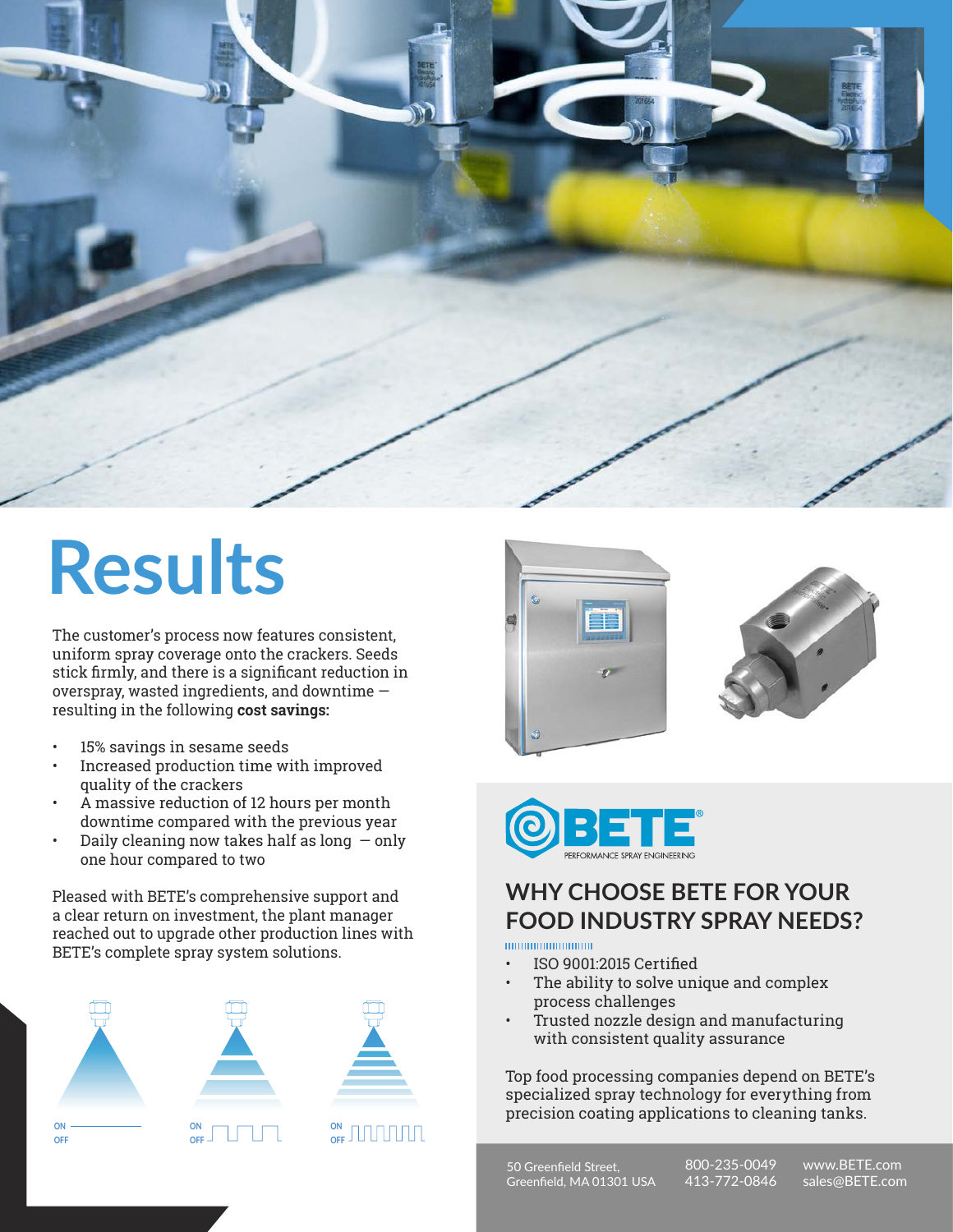# Results

The customer's process now features consistent, uniform spray coverage onto the crackers. Seeds stick firmly, and there is a significant reduction in overspray, wasted ingredients, and downtime — resulting in the following **cost savings:**

- 15% savings in sesame seeds
- Increased production time with improved quality of the crackers
- A massive reduction of 12 hours per month downtime compared with the previous year
- Daily cleaning now takes half as long — only one hour compared to two

Pleased with BETE's comprehensive support and a clear return on investment, the plant manager reached out to upgrade other production lines with BETE's complete spray system solutions.

ON
OFF

ON
OFF

ON
OFF

BETE®
PERFORMANCE SPRAY ENGINEERING

## WHY CHOOSE BETE FOR YOUR FOOD INDUSTRY SPRAY NEEDS?

- ISO 9001:2015 Certified
- The ability to solve unique and complex process challenges
- Trusted nozzle design and manufacturing with consistent quality assurance

Top food processing companies depend on BETE's specialized spray technology for everything from precision coating applications to cleaning tanks.

50 Greenfield Street,
Greenfield, MA 01301 USA

800-235-0049
413-772-0846

www.BETE.com
sales@BETE.com